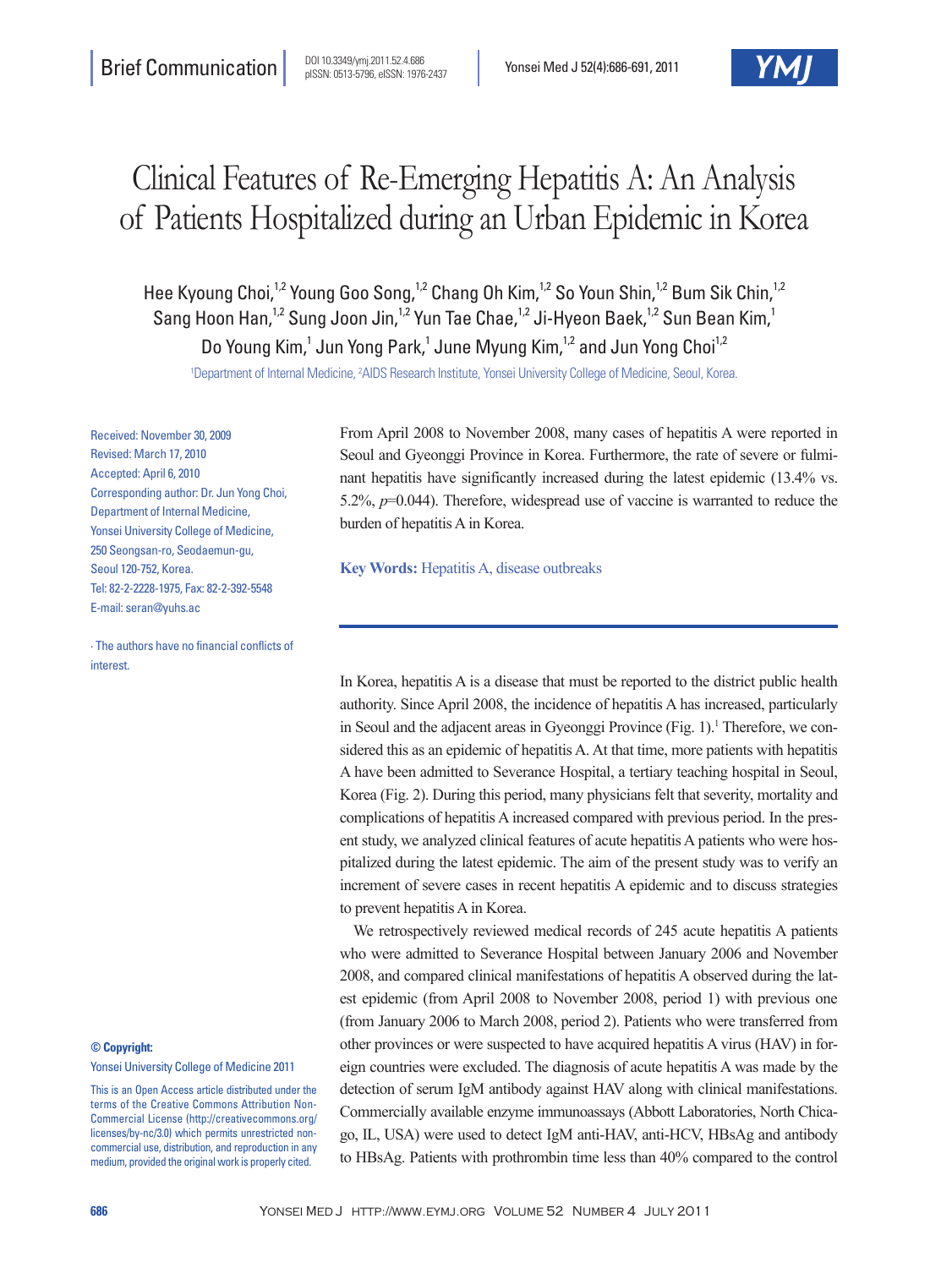Brief Communication

# Clinical Features of Re-Emerging Hepatitis A: An Analysis of Patients Hospitalized during an Urban Epidemic in Korea

Hee Kyoung Choi,[1,2] Young Goo Song,[1,2] Chang Oh Kim,[1,2] So Youn Shin,[1,2] Bum Sik Chin,[1,2] Sang Hoon Han,[1,2] Sung Joon Jin,[1,2] Yun Tae Chae,[1,2] Ji-Hyeon Baek,[1,2] Sun Bean Kim,[1] Do Young Kim,[1] Jun Yong Park,[1] June Myung Kim,[1,2] and Jun Yong Choi[1,2]

[1]Department of Internal Medicine, [2]AIDS Research Institute, Yonsei University College of Medicine, Seoul, Korea.

Received: November 30, 2009
Revised: March 17, 2010
Accepted: April 6, 2010
Corresponding author: Dr. Jun Yong Choi, Department of Internal Medicine, Yonsei University College of Medicine, 250 Seongsan-ro, Seodaemun-gu, Seoul 120-752, Korea.
Tel: 82-2-2228-1975, Fax: 82-2-392-5548
E-mail: seran@yuhs.ac

∙ The authors have no financial conflicts of interest.

**© Copyright:**
Yonsei University College of Medicine 2011

This is an Open Access article distributed under the terms of the Creative Commons Attribution Non-Commercial License (http://creativecommons.org/licenses/by-nc/3.0) which permits unrestricted non-commercial use, distribution, and reproduction in any medium, provided the original work is properly cited.

From April 2008 to November 2008, many cases of hepatitis A were reported in Seoul and Gyeonggi Province in Korea. Furthermore, the rate of severe or fulminant hepatitis have significantly increased during the latest epidemic (13.4% vs. 5.2%, $p$=0.044). Therefore, widespread use of vaccine is warranted to reduce the burden of hepatitis A in Korea.

**Key Words:** Hepatitis A, disease outbreaks

In Korea, hepatitis A is a disease that must be reported to the district public health authority. Since April 2008, the incidence of hepatitis A has increased, particularly in Seoul and the adjacent areas in Gyeonggi Province (Fig. 1).[1] Therefore, we considered this as an epidemic of hepatitis A. At that time, more patients with hepatitis A have been admitted to Severance Hospital, a tertiary teaching hospital in Seoul, Korea (Fig. 2). During this period, many physicians felt that severity, mortality and complications of hepatitis A increased compared with previous period. In the present study, we analyzed clinical features of acute hepatitis A patients who were hospitalized during the latest epidemic. The aim of the present study was to verify an increment of severe cases in recent hepatitis A epidemic and to discuss strategies to prevent hepatitis A in Korea.

We retrospectively reviewed medical records of 245 acute hepatitis A patients who were admitted to Severance Hospital between January 2006 and November 2008, and compared clinical manifestations of hepatitis A observed during the latest epidemic (from April 2008 to November 2008, period 1) with previous one (from January 2006 to March 2008, period 2). Patients who were transferred from other provinces or were suspected to have acquired hepatitis A virus (HAV) in foreign countries were excluded. The diagnosis of acute hepatitis A was made by the detection of serum IgM antibody against HAV along with clinical manifestations. Commercially available enzyme immunoassays (Abbott Laboratories, North Chicago, IL, USA) were used to detect IgM anti-HAV, anti-HCV, HBsAg and antibody to HBsAg. Patients with prothrombin time less than 40% compared to the control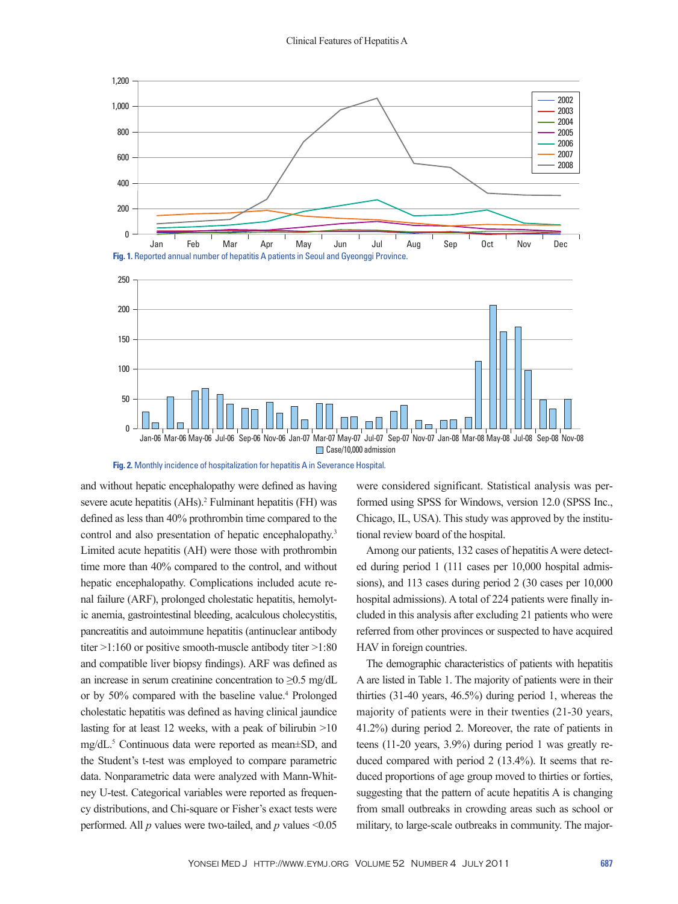Fig. 1. Reported annual number of hepatitis A patients in Seoul and Gyeonggi Province.

Fig. 2. Monthly incidence of hospitalization for hepatitis A in Severance Hospital.

and without hepatic encephalopathy were defined as having severe acute hepatitis (AHs).[2] Fulminant hepatitis (FH) was defined as less than 40% prothrombin time compared to the control and also presentation of hepatic encephalopathy.[3] Limited acute hepatitis (AH) were those with prothrombin time more than 40% compared to the control, and without hepatic encephalopathy. Complications included acute renal failure (ARF), prolonged cholestatic hepatitis, hemolytic anemia, gastrointestinal bleeding, acalculous cholecystitis, pancreatitis and autoimmune hepatitis (antinuclear antibody titer >1:160 or positive smooth-muscle antibody titer >1:80 and compatible liver biopsy findings). ARF was defined as an increase in serum creatinine concentration to ≥0.5 mg/dL or by 50% compared with the baseline value.[4] Prolonged cholestatic hepatitis was defined as having clinical jaundice lasting for at least 12 weeks, with a peak of bilirubin >10 mg/dL.[5] Continuous data were reported as mean±SD, and the Student's t-test was employed to compare parametric data. Nonparametric data were analyzed with Mann-Whitney U-test. Categorical variables were reported as frequency distributions, and Chi-square or Fisher's exact tests were performed. All $p$ values were two-tailed, and $p$ values <0.05 were considered significant. Statistical analysis was performed using SPSS for Windows, version 12.0 (SPSS Inc., Chicago, IL, USA). This study was approved by the institutional review board of the hospital.

Among our patients, 132 cases of hepatitis A were detected during period 1 (111 cases per 10,000 hospital admissions), and 113 cases during period 2 (30 cases per 10,000 hospital admissions). A total of 224 patients were finally included in this analysis after excluding 21 patients who were referred from other provinces or suspected to have acquired HAV in foreign countries.

The demographic characteristics of patients with hepatitis A are listed in Table 1. The majority of patients were in their thirties (31-40 years, 46.5%) during period 1, whereas the majority of patients were in their twenties (21-30 years, 41.2%) during period 2. Moreover, the rate of patients in teens (11-20 years, 3.9%) during period 1 was greatly reduced compared with period 2 (13.4%). It seems that reduced proportions of age group moved to thirties or forties, suggesting that the pattern of acute hepatitis A is changing from small outbreaks in crowding areas such as school or military, to large-scale outbreaks in community. The major-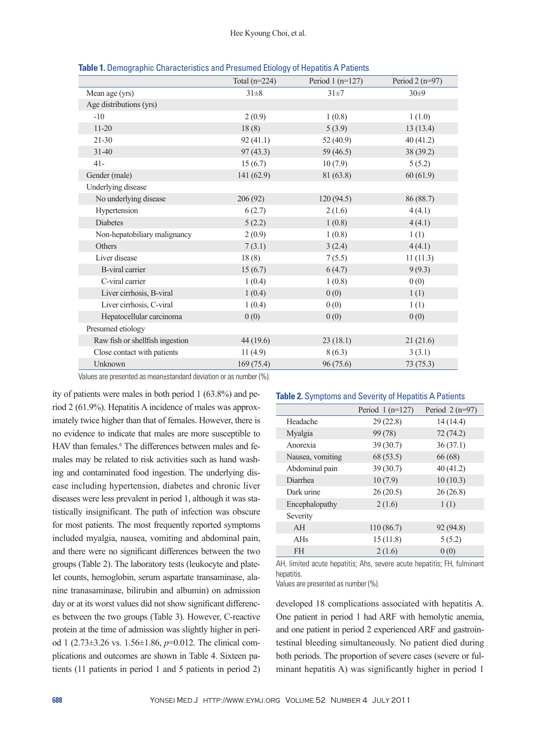**Table 1.** Demographic Characteristics and Presumed Etiology of Hepatitis A Patients

| | Total (n=224) | Period 1 (n=127) | Period 2 (n=97) |
|---|---|---|---|
| Mean age (yrs) | 31±8 | 31±7 | 30±9 |
| Age distributions (yrs) | | | |
| -10 | 2 (0.9) | 1 (0.8) | 1 (1.0) |
| 11-20 | 18 (8) | 5 (3.9) | 13 (13.4) |
| 21-30 | 92 (41.1) | 52 (40.9) | 40 (41.2) |
| 31-40 | 97 (43.3) | 59 (46.5) | 38 (39.2) |
| 41- | 15 (6.7) | 10 (7.9) | 5 (5.2) |
| Gender (male) | 141 (62.9) | 81 (63.8) | 60 (61.9) |
| Underlying disease | | | |
| No underlying disease | 206 (92) | 120 (94.5) | 86 (88.7) |
| Hypertension | 6 (2.7) | 2 (1.6) | 4 (4.1) |
| Diabetes | 5 (2.2) | 1 (0.8) | 4 (4.1) |
| Non-hepatobiliary malignancy | 2 (0.9) | 1 (0.8) | 1 (1) |
| Others | 7 (3.1) | 3 (2.4) | 4 (4.1) |
| Liver disease | 18 (8) | 7 (5.5) | 11 (11.3) |
| B-viral carrier | 15 (6.7) | 6 (4.7) | 9 (9.3) |
| C-viral carrier | 1 (0.4) | 1 (0.8) | 0 (0) |
| Liver cirrhosis, B-viral | 1 (0.4) | 0 (0) | 1 (1) |
| Liver cirrhosis, C-viral | 1 (0.4) | 0 (0) | 1 (1) |
| Hepatocellular carcinoma | 0 (0) | 0 (0) | 0 (0) |
| Presumed etiology | | | |
| Raw fish or shellfish ingestion | 44 (19.6) | 23 (18.1) | 21 (21.6) |
| Close contact with patients | 11 (4.9) | 8 (6.3) | 3 (3.1) |
| Unknown | 169 (75.4) | 96 (75.6) | 73 (75.3) |

Values are presented as mean±standard deviation or as number (%).

ity of patients were males in both period 1 (63.8%) and period 2 (61.9%). Hepatitis A incidence of males was approximately twice higher than that of females. However, there is no evidence to indicate that males are more susceptible to HAV than females.[6] The differences between males and females may be related to risk activities such as hand washing and contaminated food ingestion. The underlying disease including hypertension, diabetes and chronic liver diseases were less prevalent in period 1, although it was statistically insignificant. The path of infection was obscure for most patients. The most frequently reported symptoms included myalgia, nausea, vomiting and abdominal pain, and there were no significant differences between the two groups (Table 2). The laboratory tests (leukocyte and platelet counts, hemoglobin, serum aspartate transaminase, alanine tranasaminase, bilirubin and albumin) on admission day or at its worst values did not show significant differences between the two groups (Table 3). However, C-reactive protein at the time of admission was slightly higher in period 1 (2.73±3.26 vs. 1.56±1.86, $p$=0.012. The clinical complications and outcomes are shown in Table 4. Sixteen patients (11 patients in period 1 and 5 patients in period 2) developed 18 complications associated with hepatitis A. One patient in period 1 had ARF with hemolytic anemia, and one patient in period 2 experienced ARF and gastrointestinal bleeding simultaneously. No patient died during both periods. The proportion of severe cases (severe or fulminant hepatitis A) was significantly higher in period 1

**Table 2.** Symptoms and Severity of Hepatitis A Patients

| | Period 1 (n=127) | Period 2 (n=97) |
|---|---|---|
| Headache | 29 (22.8) | 14 (14.4) |
| Myalgia | 99 (78) | 72 (74.2) |
| Anorexia | 39 (30.7) | 36 (37.1) |
| Nausea, vomiting | 68 (53.5) | 66 (68) |
| Abdominal pain | 39 (30.7) | 40 (41.2) |
| Diarrhea | 10 (7.9) | 10 (10.3) |
| Dark urine | 26 (20.5) | 26 (26.8) |
| Encephalopathy | 2 (1.6) | 1 (1) |
| Severity | | |
| AH | 110 (86.7) | 92 (94.8) |
| AHs | 15 (11.8) | 5 (5.2) |
| FH | 2 (1.6) | 0 (0) |

AH, limited acute hepatitis; Ahs, severe acute hepatitis; FH, fulminant hepatitis.
Values are presented as number (%).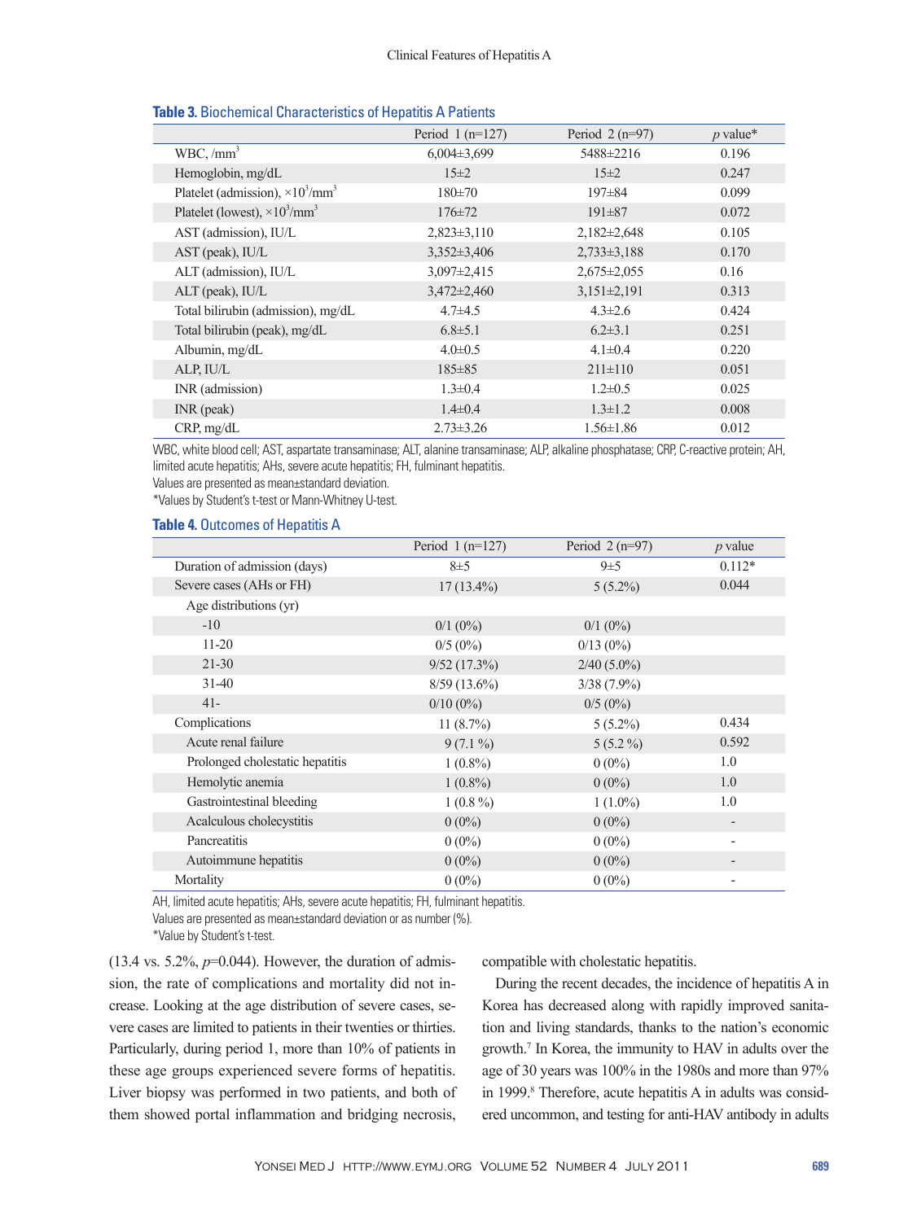**Table 3.** Biochemical Characteristics of Hepatitis A Patients

| | Period 1 (n=127) | Period 2 (n=97) | *p* value* |
|---|---|---|---|
| WBC, /mm$^3$ | 6,004±3,699 | 5488±2216 | 0.196 |
| Hemoglobin, mg/dL | 15±2 | 15±2 | 0.247 |
| Platelet (admission), ×10$^3$/mm$^3$ | 180±70 | 197±84 | 0.099 |
| Platelet (lowest), ×10$^3$/mm$^3$ | 176±72 | 191±87 | 0.072 |
| AST (admission), IU/L | 2,823±3,110 | 2,182±2,648 | 0.105 |
| AST (peak), IU/L | 3,352±3,406 | 2,733±3,188 | 0.170 |
| ALT (admission), IU/L | 3,097±2,415 | 2,675±2,055 | 0.16 |
| ALT (peak), IU/L | 3,472±2,460 | 3,151±2,191 | 0.313 |
| Total bilirubin (admission), mg/dL | 4.7±4.5 | 4.3±2.6 | 0.424 |
| Total bilirubin (peak), mg/dL | 6.8±5.1 | 6.2±3.1 | 0.251 |
| Albumin, mg/dL | 4.0±0.5 | 4.1±0.4 | 0.220 |
| ALP, IU/L | 185±85 | 211±110 | 0.051 |
| INR (admission) | 1.3±0.4 | 1.2±0.5 | 0.025 |
| INR (peak) | 1.4±0.4 | 1.3±1.2 | 0.008 |
| CRP, mg/dL | 2.73±3.26 | 1.56±1.86 | 0.012 |

WBC, white blood cell; AST, aspartate transaminase; ALT, alanine transaminase; ALP, alkaline phosphatase; CRP, C-reactive protein; AH, limited acute hepatitis; AHs, severe acute hepatitis; FH, fulminant hepatitis.
Values are presented as mean±standard deviation.
*Values by Student's t-test or Mann-Whitney U-test.

**Table 4.** Outcomes of Hepatitis A

| | Period 1 (n=127) | Period 2 (n=97) | *p* value |
|---|---|---|---|
| Duration of admission (days) | 8±5 | 9±5 | 0.112* |
| Severe cases (AHs or FH) | 17 (13.4%) | 5 (5.2%) | 0.044 |
| Age distributions (yr) | | | |
| -10 | 0/1 (0%) | 0/1 (0%) | |
| 11-20 | 0/5 (0%) | 0/13 (0%) | |
| 21-30 | 9/52 (17.3%) | 2/40 (5.0%) | |
| 31-40 | 8/59 (13.6%) | 3/38 (7.9%) | |
| 41- | 0/10 (0%) | 0/5 (0%) | |
| Complications | 11 (8.7%) | 5 (5.2%) | 0.434 |
| Acute renal failure | 9 (7.1 %) | 5 (5.2 %) | 0.592 |
| Prolonged cholestatic hepatitis | 1 (0.8%) | 0 (0%) | 1.0 |
| Hemolytic anemia | 1 (0.8%) | 0 (0%) | 1.0 |
| Gastrointestinal bleeding | 1 (0.8 %) | 1 (1.0%) | 1.0 |
| Acalculous cholecystitis | 0 (0%) | 0 (0%) | - |
| Pancreatitis | 0 (0%) | 0 (0%) | - |
| Autoimmune hepatitis | 0 (0%) | 0 (0%) | - |
| Mortality | 0 (0%) | 0 (0%) | - |

AH, limited acute hepatitis; AHs, severe acute hepatitis; FH, fulminant hepatitis.
Values are presented as mean±standard deviation or as number (%).
*Value by Student's t-test.

(13.4 vs. 5.2%, *p*=0.044). However, the duration of admission, the rate of complications and mortality did not increase. Looking at the age distribution of severe cases, severe cases are limited to patients in their twenties or thirties. Particularly, during period 1, more than 10% of patients in these age groups experienced severe forms of hepatitis. Liver biopsy was performed in two patients, and both of them showed portal inflammation and bridging necrosis, compatible with cholestatic hepatitis.

During the recent decades, the incidence of hepatitis A in Korea has decreased along with rapidly improved sanitation and living standards, thanks to the nation's economic growth.[7] In Korea, the immunity to HAV in adults over the age of 30 years was 100% in the 1980s and more than 97% in 1999.[8] Therefore, acute hepatitis A in adults was considered uncommon, and testing for anti-HAV antibody in adults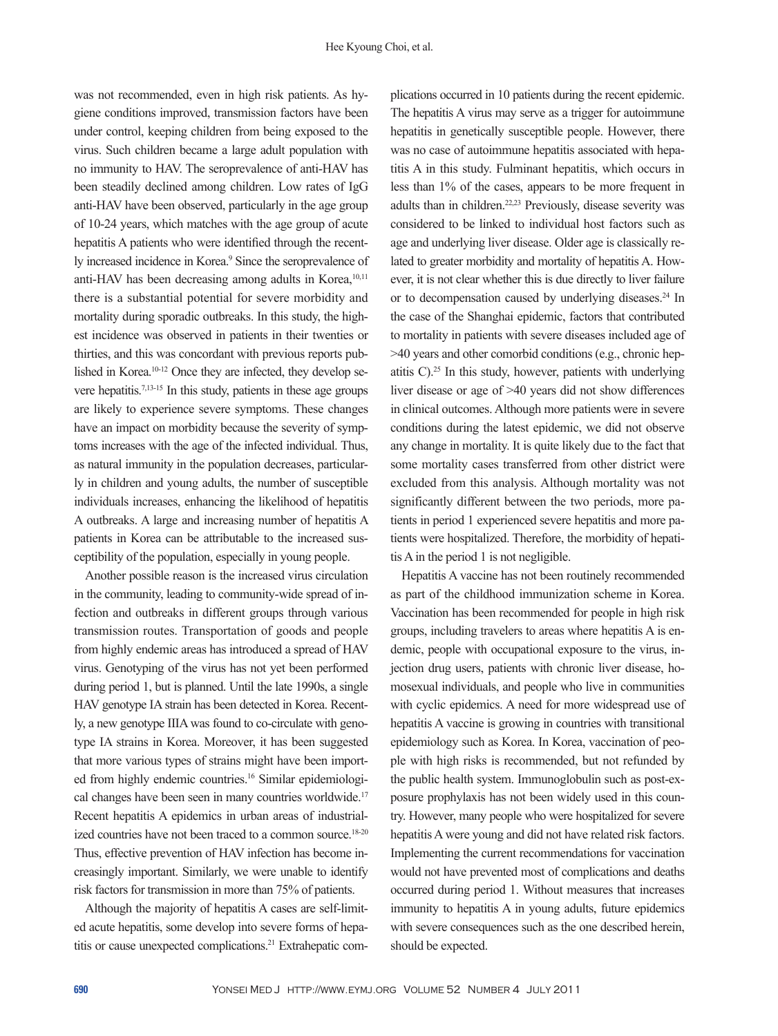was not recommended, even in high risk patients. As hygiene conditions improved, transmission factors have been under control, keeping children from being exposed to the virus. Such children became a large adult population with no immunity to HAV. The seroprevalence of anti-HAV has been steadily declined among children. Low rates of IgG anti-HAV have been observed, particularly in the age group of 10-24 years, which matches with the age group of acute hepatitis A patients who were identified through the recently increased incidence in Korea.[9] Since the seroprevalence of anti-HAV has been decreasing among adults in Korea,[10,11] there is a substantial potential for severe morbidity and mortality during sporadic outbreaks. In this study, the highest incidence was observed in patients in their twenties or thirties, and this was concordant with previous reports published in Korea.[10-12] Once they are infected, they develop severe hepatitis.[7,13-15] In this study, patients in these age groups are likely to experience severe symptoms. These changes have an impact on morbidity because the severity of symptoms increases with the age of the infected individual. Thus, as natural immunity in the population decreases, particularly in children and young adults, the number of susceptible individuals increases, enhancing the likelihood of hepatitis A outbreaks. A large and increasing number of hepatitis A patients in Korea can be attributable to the increased susceptibility of the population, especially in young people.

Another possible reason is the increased virus circulation in the community, leading to community-wide spread of infection and outbreaks in different groups through various transmission routes. Transportation of goods and people from highly endemic areas has introduced a spread of HAV virus. Genotyping of the virus has not yet been performed during period 1, but is planned. Until the late 1990s, a single HAV genotype IA strain has been detected in Korea. Recently, a new genotype IIIA was found to co-circulate with genotype IA strains in Korea. Moreover, it has been suggested that more various types of strains might have been imported from highly endemic countries.[16] Similar epidemiological changes have been seen in many countries worldwide.[17] Recent hepatitis A epidemics in urban areas of industrialized countries have not been traced to a common source.[18-20] Thus, effective prevention of HAV infection has become increasingly important. Similarly, we were unable to identify risk factors for transmission in more than 75% of patients.

Although the majority of hepatitis A cases are self-limited acute hepatitis, some develop into severe forms of hepatitis or cause unexpected complications.[21] Extrahepatic complications occurred in 10 patients during the recent epidemic. The hepatitis A virus may serve as a trigger for autoimmune hepatitis in genetically susceptible people. However, there was no case of autoimmune hepatitis associated with hepatitis A in this study. Fulminant hepatitis, which occurs in less than 1% of the cases, appears to be more frequent in adults than in children.[22,23] Previously, disease severity was considered to be linked to individual host factors such as age and underlying liver disease. Older age is classically related to greater morbidity and mortality of hepatitis A. However, it is not clear whether this is due directly to liver failure or to decompensation caused by underlying diseases.[24] In the case of the Shanghai epidemic, factors that contributed to mortality in patients with severe diseases included age of >40 years and other comorbid conditions (e.g., chronic hepatitis C).[25] In this study, however, patients with underlying liver disease or age of >40 years did not show differences in clinical outcomes. Although more patients were in severe conditions during the latest epidemic, we did not observe any change in mortality. It is quite likely due to the fact that some mortality cases transferred from other district were excluded from this analysis. Although mortality was not significantly different between the two periods, more patients in period 1 experienced severe hepatitis and more patients were hospitalized. Therefore, the morbidity of hepatitis A in the period 1 is not negligible.

Hepatitis A vaccine has not been routinely recommended as part of the childhood immunization scheme in Korea. Vaccination has been recommended for people in high risk groups, including travelers to areas where hepatitis A is endemic, people with occupational exposure to the virus, injection drug users, patients with chronic liver disease, homosexual individuals, and people who live in communities with cyclic epidemics. A need for more widespread use of hepatitis A vaccine is growing in countries with transitional epidemiology such as Korea. In Korea, vaccination of people with high risks is recommended, but not refunded by the public health system. Immunoglobulin such as post-exposure prophylaxis has not been widely used in this country. However, many people who were hospitalized for severe hepatitis A were young and did not have related risk factors. Implementing the current recommendations for vaccination would not have prevented most of complications and deaths occurred during period 1. Without measures that increases immunity to hepatitis A in young adults, future epidemics with severe consequences such as the one described herein, should be expected.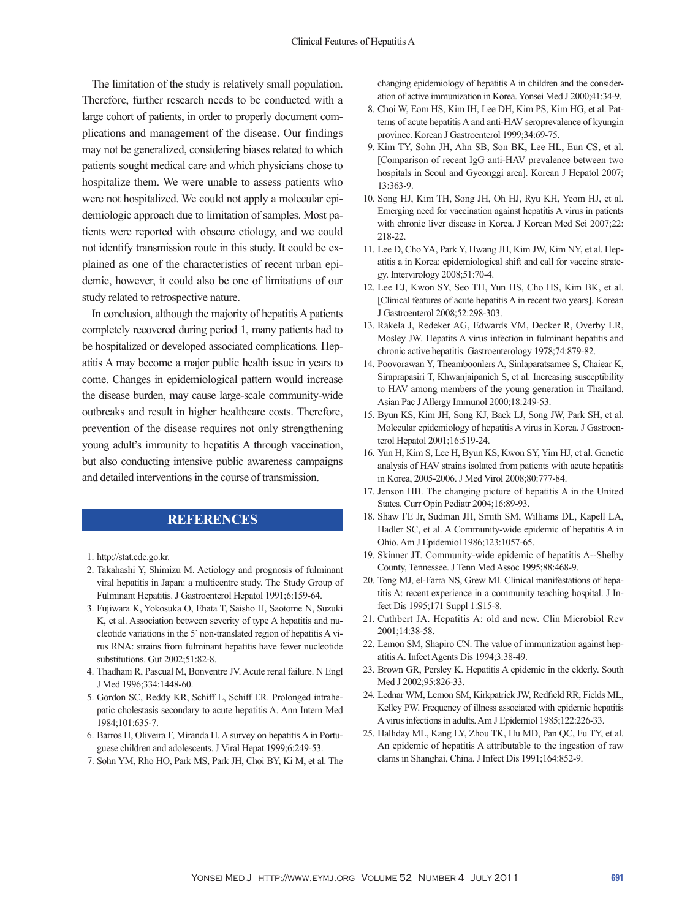The limitation of the study is relatively small population. Therefore, further research needs to be conducted with a large cohort of patients, in order to properly document complications and management of the disease. Our findings may not be generalized, considering biases related to which patients sought medical care and which physicians chose to hospitalize them. We were unable to assess patients who were not hospitalized. We could not apply a molecular epidemiologic approach due to limitation of samples. Most patients were reported with obscure etiology, and we could not identify transmission route in this study. It could be explained as one of the characteristics of recent urban epidemic, however, it could also be one of limitations of our study related to retrospective nature.

In conclusion, although the majority of hepatitis A patients completely recovered during period 1, many patients had to be hospitalized or developed associated complications. Hepatitis A may become a major public health issue in years to come. Changes in epidemiological pattern would increase the disease burden, may cause large-scale community-wide outbreaks and result in higher healthcare costs. Therefore, prevention of the disease requires not only strengthening young adult's immunity to hepatitis A through vaccination, but also conducting intensive public awareness campaigns and detailed interventions in the course of transmission.

## REFERENCES

1. http://stat.cdc.go.kr.
2. Takahashi Y, Shimizu M. Aetiology and prognosis of fulminant viral hepatitis in Japan: a multicentre study. The Study Group of Fulminant Hepatitis. J Gastroenterol Hepatol 1991;6:159-64.
3. Fujiwara K, Yokosuka O, Ehata T, Saisho H, Saotome N, Suzuki K, et al. Association between severity of type A hepatitis and nucleotide variations in the 5' non-translated region of hepatitis A virus RNA: strains from fulminant hepatitis have fewer nucleotide substitutions. Gut 2002;51:82-8.
4. Thadhani R, Pascual M, Bonventre JV. Acute renal failure. N Engl J Med 1996;334:1448-60.
5. Gordon SC, Reddy KR, Schiff L, Schiff ER. Prolonged intrahepatic cholestasis secondary to acute hepatitis A. Ann Intern Med 1984;101:635-7.
6. Barros H, Oliveira F, Miranda H. A survey on hepatitis A in Portuguese children and adolescents. J Viral Hepat 1999;6:249-53.
7. Sohn YM, Rho HO, Park MS, Park JH, Choi BY, Ki M, et al. The changing epidemiology of hepatitis A in children and the consideration of active immunization in Korea. Yonsei Med J 2000;41:34-9.
8. Choi W, Eom HS, Kim IH, Lee DH, Kim PS, Kim HG, et al. Patterns of acute hepatitis A and anti-HAV seroprevalence of kyungin province. Korean J Gastroenterol 1999;34:69-75.
9. Kim TY, Sohn JH, Ahn SB, Son BK, Lee HL, Eun CS, et al. [Comparison of recent IgG anti-HAV prevalence between two hospitals in Seoul and Gyeonggi area]. Korean J Hepatol 2007;13:363-9.
10. Song HJ, Kim TH, Song JH, Oh HJ, Ryu KH, Yeom HJ, et al. Emerging need for vaccination against hepatitis A virus in patients with chronic liver disease in Korea. J Korean Med Sci 2007;22:218-22.
11. Lee D, Cho YA, Park Y, Hwang JH, Kim JW, Kim NY, et al. Hepatitis a in Korea: epidemiological shift and call for vaccine strategy. Intervirology 2008;51:70-4.
12. Lee EJ, Kwon SY, Seo TH, Yun HS, Cho HS, Kim BK, et al. [Clinical features of acute hepatitis A in recent two years]. Korean J Gastroenterol 2008;52:298-303.
13. Rakela J, Redeker AG, Edwards VM, Decker R, Overby LR, Mosley JW. Hepatits A virus infection in fulminant hepatitis and chronic active hepatitis. Gastroenterology 1978;74:879-82.
14. Poovorawan Y, Theamboonlers A, Sinlaparatsamee S, Chaiear K, Siraprapasiri T, Khwanjaipanich S, et al. Increasing susceptibility to HAV among members of the young generation in Thailand. Asian Pac J Allergy Immunol 2000;18:249-53.
15. Byun KS, Kim JH, Song KJ, Baek LJ, Song JW, Park SH, et al. Molecular epidemiology of hepatitis A virus in Korea. J Gastroenterol Hepatol 2001;16:519-24.
16. Yun H, Kim S, Lee H, Byun KS, Kwon SY, Yim HJ, et al. Genetic analysis of HAV strains isolated from patients with acute hepatitis in Korea, 2005-2006. J Med Virol 2008;80:777-84.
17. Jenson HB. The changing picture of hepatitis A in the United States. Curr Opin Pediatr 2004;16:89-93.
18. Shaw FE Jr, Sudman JH, Smith SM, Williams DL, Kapell LA, Hadler SC, et al. A Community-wide epidemic of hepatitis A in Ohio. Am J Epidemiol 1986;123:1057-65.
19. Skinner JT. Community-wide epidemic of hepatitis A--Shelby County, Tennessee. J Tenn Med Assoc 1995;88:468-9.
20. Tong MJ, el-Farra NS, Grew MI. Clinical manifestations of hepatitis A: recent experience in a community teaching hospital. J Infect Dis 1995;171 Suppl 1:S15-8.
21. Cuthbert JA. Hepatitis A: old and new. Clin Microbiol Rev 2001;14:38-58.
22. Lemon SM, Shapiro CN. The value of immunization against hepatitis A. Infect Agents Dis 1994;3:38-49.
23. Brown GR, Persley K. Hepatitis A epidemic in the elderly. South Med J 2002;95:826-33.
24. Lednar WM, Lemon SM, Kirkpatrick JW, Redfield RR, Fields ML, Kelley PW. Frequency of illness associated with epidemic hepatitis A virus infections in adults. Am J Epidemiol 1985;122:226-33.
25. Halliday ML, Kang LY, Zhou TK, Hu MD, Pan QC, Fu TY, et al. An epidemic of hepatitis A attributable to the ingestion of raw clams in Shanghai, China. J Infect Dis 1991;164:852-9.